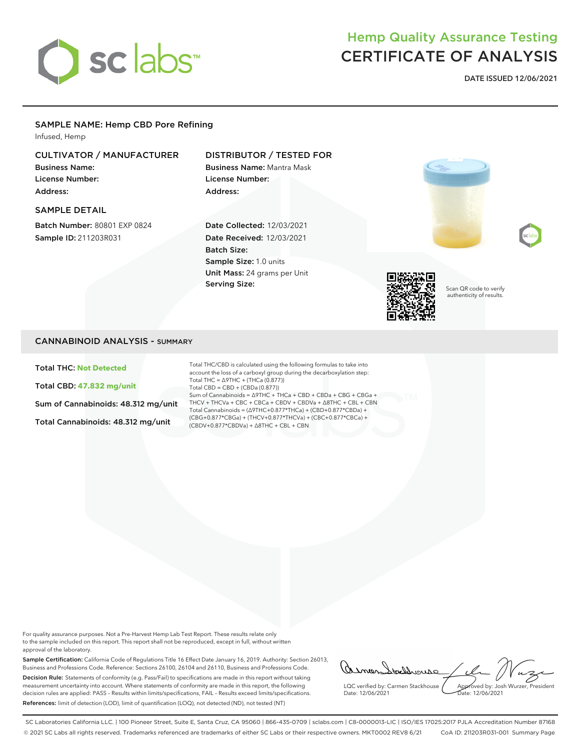# sc labs

## Hemp Quality Assurance Testing
## CERTIFICATE OF ANALYSIS

**DATE ISSUED 12/06/2021**

---

### SAMPLE NAME: Hemp CBD Pore Refining

Infused, Hemp

**CULTIVATOR / MANUFACTURER**

**Business Name:**
**License Number:**
**Address:**

**DISTRIBUTOR / TESTED FOR**

**Business Name:** Mantra Mask
**License Number:**
**Address:**

**SAMPLE DETAIL**

**Batch Number:** 80801 EXP 0824
**Sample ID:** 211203R031

**Date Collected:** 12/03/2021
**Date Received:** 12/03/2021
**Batch Size:**
**Sample Size:** 1.0 units
**Unit Mass:** 24 grams per Unit
**Serving Size:**

Scan QR code to verify authenticity of results.

## CANNABINOID ANALYSIS - SUMMARY

**Total THC: Not Detected**

**Total CBD: 47.832 mg/unit**

**Sum of Cannabinoids: 48.312 mg/unit**

**Total Cannabinoids: 48.312 mg/unit**

Total THC/CBD is calculated using the following formulas to take into account the loss of a carboxyl group during the decarboxylation step:
Total THC = Δ9THC + (THCa (0.877))
Total CBD = CBD + (CBDa (0.877))
Sum of Cannabinoids = Δ9THC + THCa + CBD + CBDa + CBG + CBGa + THCV + THCVa + CBC + CBCa + CBDV + CBDVa + Δ8THC + CBL + CBN
Total Cannabinoids = (Δ9THC+0.877*THCa) + (CBD+0.877*CBDa) + (CBG+0.877*CBGa) + (THCV+0.877*THCVa) + (CBC+0.877*CBCa) + (CBDV+0.877*CBDVa) + Δ8THC + CBL + CBN

For quality assurance purposes. Not a Pre-Harvest Hemp Lab Test Report. These results relate only to the sample included on this report. This report shall not be reproduced, except in full, without written approval of the laboratory.

**Sample Certification:** California Code of Regulations Title 16 Effect Date January 16, 2019. Authority: Section 26013, Business and Professions Code. Reference: Sections 26100, 26104 and 26110, Business and Professions Code.

**Decision Rule:** Statements of conformity (e.g. Pass/Fail) to specifications are made in this report without taking measurement uncertainty into account. Where statements of conformity are made in this report, the following decision rules are applied: PASS - Results within limits/specifications, FAIL - Results exceed limits/specifications.

**References:** limit of detection (LOD), limit of quantification (LOQ), not detected (ND), not tested (NT)

LQC verified by: Carmen Stackhouse
Date: 12/06/2021

Approved by: Josh Wurzer, President
Date: 12/06/2021

SC Laboratories California LLC. | 100 Pioneer Street, Suite E, Santa Cruz, CA 95060 | 866-435-0709 | sclabs.com | C8-0000013-LIC | ISO/IES 17025:2017 PJLA Accreditation Number 87168
© 2021 SC Labs all rights reserved. Trademarks referenced are trademarks of either SC Labs or their respective owners. MKT0002 REV8 6/21 CoA ID: 211203R031-001 Summary Page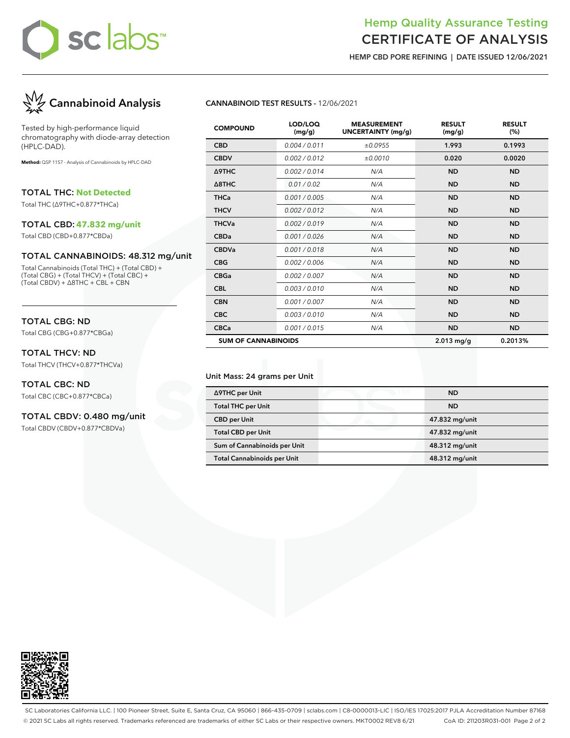# Hemp Quality Assurance Testing
# CERTIFICATE OF ANALYSIS

**HEMP CBD PORE REFINING | DATE ISSUED 12/06/2021**

## Cannabinoid Analysis

Tested by high-performance liquid chromatography with diode-array detection (HPLC-DAD).

**Method:** QSP 1157 - Analysis of Cannabinoids by HPLC-DAD

### TOTAL THC: Not Detected
Total THC (Δ9THC+0.877*THCa)

### TOTAL CBD: 47.832 mg/unit
Total CBD (CBD+0.877*CBDa)

### TOTAL CANNABINOIDS: 48.312 mg/unit
Total Cannabinoids (Total THC) + (Total CBD) + (Total CBG) + (Total THCV) + (Total CBC) + (Total CBDV) + Δ8THC + CBL + CBN

### TOTAL CBG: ND
Total CBG (CBG+0.877*CBGa)

### TOTAL THCV: ND
Total THCV (THCV+0.877*THCVa)

### TOTAL CBC: ND
Total CBC (CBC+0.877*CBCa)

### TOTAL CBDV: 0.480 mg/unit
Total CBDV (CBDV+0.877*CBDVa)

**CANNABINOID TEST RESULTS** - 12/06/2021

| COMPOUND | LOD/LOQ (mg/g) | MEASUREMENT UNCERTAINTY (mg/g) | RESULT (mg/g) | RESULT (%) |
|---|---|---|---|---|
| CBD | 0.004 / 0.011 | ±0.0955 | 1.993 | 0.1993 |
| CBDV | 0.002 / 0.012 | ±0.0010 | 0.020 | 0.0020 |
| Δ9THC | 0.002 / 0.014 | N/A | ND | ND |
| Δ8THC | 0.01 / 0.02 | N/A | ND | ND |
| THCa | 0.001 / 0.005 | N/A | ND | ND |
| THCV | 0.002 / 0.012 | N/A | ND | ND |
| THCVa | 0.002 / 0.019 | N/A | ND | ND |
| CBDa | 0.001 / 0.026 | N/A | ND | ND |
| CBDVa | 0.001 / 0.018 | N/A | ND | ND |
| CBG | 0.002 / 0.006 | N/A | ND | ND |
| CBGa | 0.002 / 0.007 | N/A | ND | ND |
| CBL | 0.003 / 0.010 | N/A | ND | ND |
| CBN | 0.001 / 0.007 | N/A | ND | ND |
| CBC | 0.003 / 0.010 | N/A | ND | ND |
| CBCa | 0.001 / 0.015 | N/A | ND | ND |
| SUM OF CANNABINOIDS | | | 2.013 mg/g | 0.2013% |

Unit Mass: 24 grams per Unit

| | |
|---|---|
| Δ9THC per Unit | ND |
| Total THC per Unit | ND |
| CBD per Unit | 47.832 mg/unit |
| Total CBD per Unit | 47.832 mg/unit |
| Sum of Cannabinoids per Unit | 48.312 mg/unit |
| Total Cannabinoids per Unit | 48.312 mg/unit |

SC Laboratories California LLC. | 100 Pioneer Street, Suite E, Santa Cruz, CA 95060 | 866-435-0709 | sclabs.com | C8-0000013-LIC | ISO/IES 17025:2017 PJLA Accreditation Number 87168
© 2021 SC Labs all rights reserved. Trademarks referenced are trademarks of either SC Labs or their respective owners. MKT0002 REV8 6/21 CoA ID: 211203R031-001